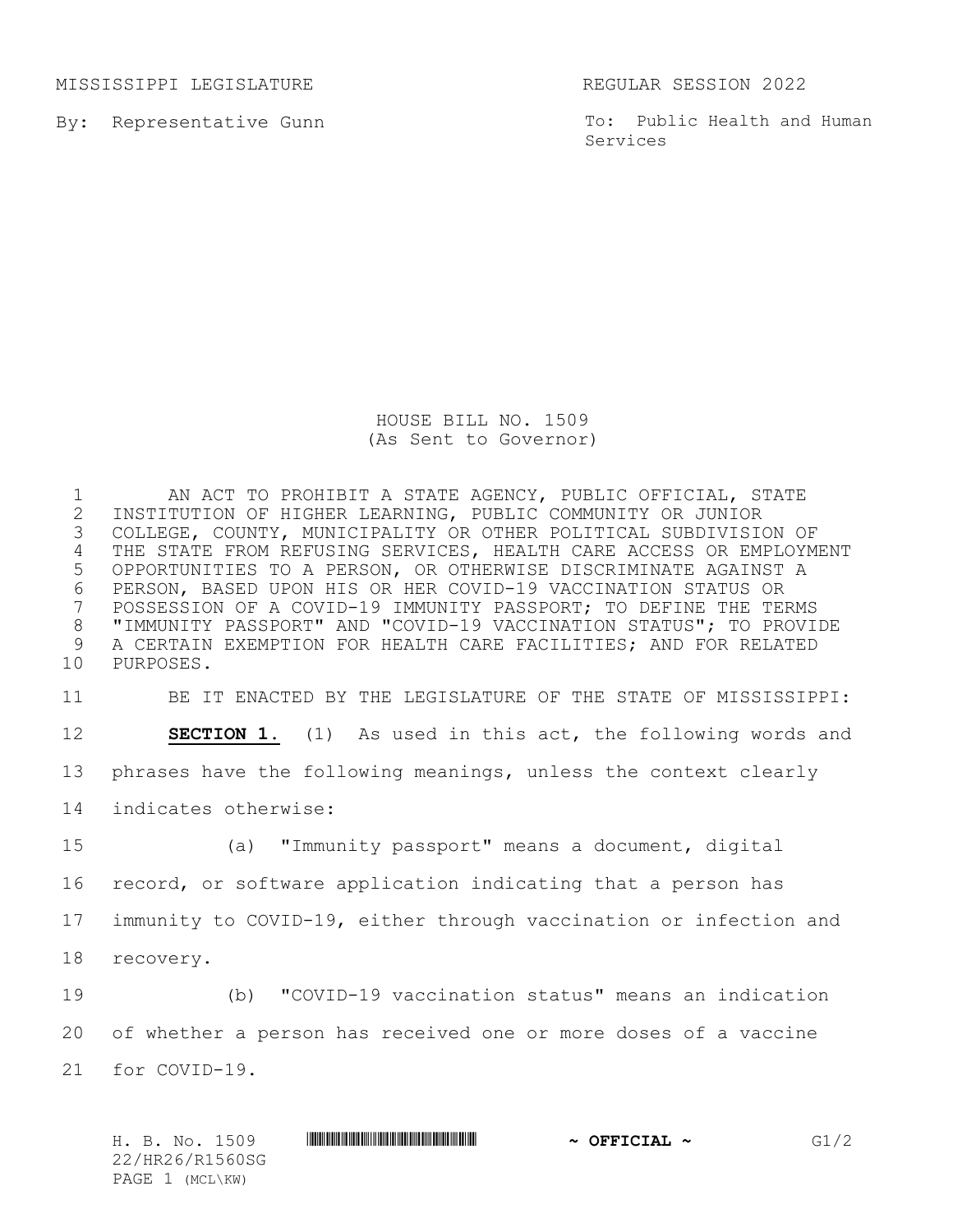MISSISSIPPI LEGISLATURE REGULAR SESSION 2022

By: Representative Gunn

To: Public Health and Human Services

# HOUSE BILL NO. 1509
(As Sent to Governor)

AN ACT TO PROHIBIT A STATE AGENCY, PUBLIC OFFICIAL, STATE INSTITUTION OF HIGHER LEARNING, PUBLIC COMMUNITY OR JUNIOR COLLEGE, COUNTY, MUNICIPALITY OR OTHER POLITICAL SUBDIVISION OF THE STATE FROM REFUSING SERVICES, HEALTH CARE ACCESS OR EMPLOYMENT OPPORTUNITIES TO A PERSON, OR OTHERWISE DISCRIMINATE AGAINST A PERSON, BASED UPON HIS OR HER COVID-19 VACCINATION STATUS OR POSSESSION OF A COVID-19 IMMUNITY PASSPORT; TO DEFINE THE TERMS "IMMUNITY PASSPORT" AND "COVID-19 VACCINATION STATUS"; TO PROVIDE A CERTAIN EXEMPTION FOR HEALTH CARE FACILITIES; AND FOR RELATED PURPOSES.

BE IT ENACTED BY THE LEGISLATURE OF THE STATE OF MISSISSIPPI:

**SECTION 1.** (1) As used in this act, the following words and phrases have the following meanings, unless the context clearly indicates otherwise:

(a) "Immunity passport" means a document, digital record, or software application indicating that a person has immunity to COVID-19, either through vaccination or infection and recovery.

(b) "COVID-19 vaccination status" means an indication of whether a person has received one or more doses of a vaccine for COVID-19.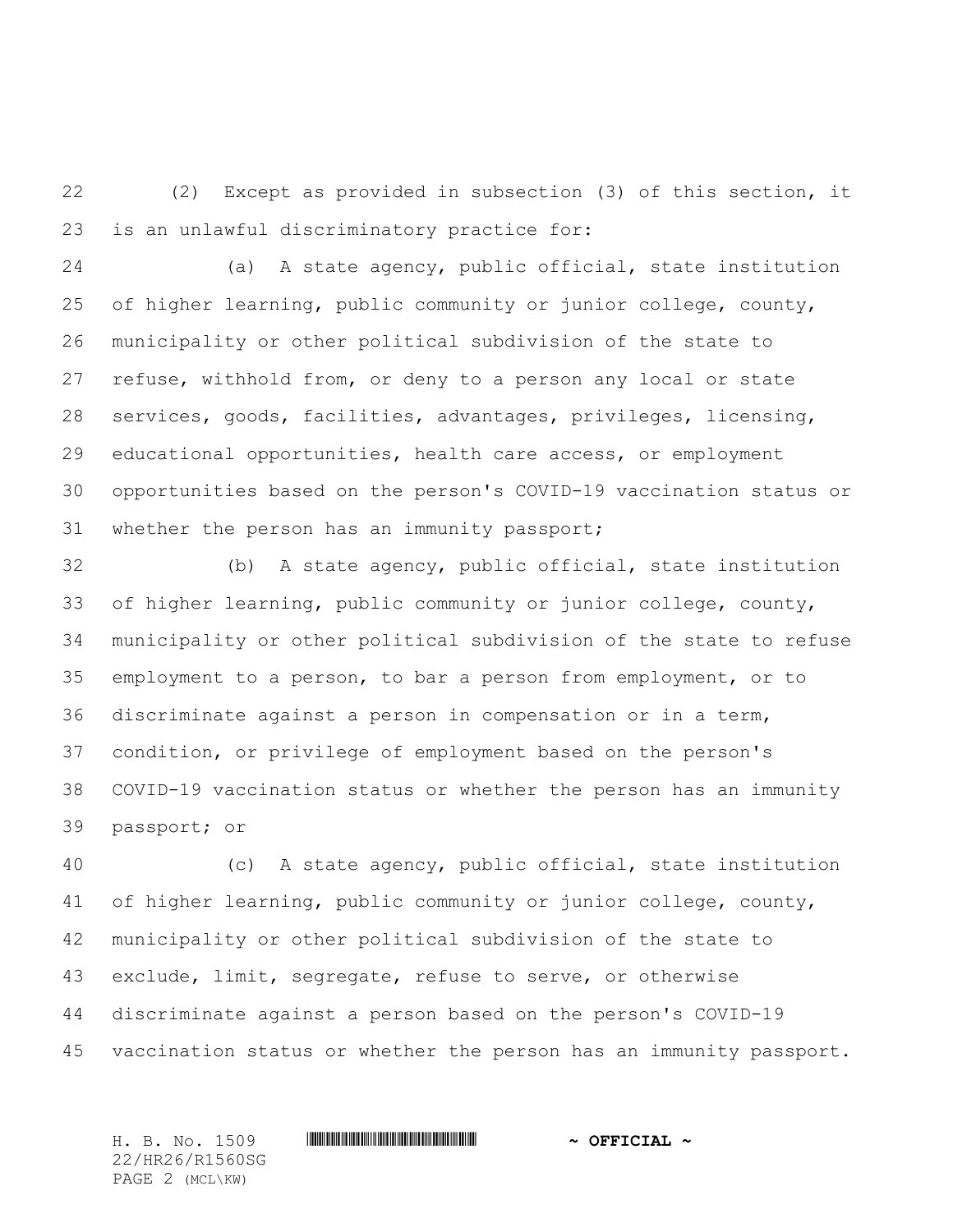(2) Except as provided in subsection (3) of this section, it is an unlawful discriminatory practice for:

(a) A state agency, public official, state institution of higher learning, public community or junior college, county, municipality or other political subdivision of the state to refuse, withhold from, or deny to a person any local or state services, goods, facilities, advantages, privileges, licensing, educational opportunities, health care access, or employment opportunities based on the person's COVID-19 vaccination status or whether the person has an immunity passport;

(b) A state agency, public official, state institution of higher learning, public community or junior college, county, municipality or other political subdivision of the state to refuse employment to a person, to bar a person from employment, or to discriminate against a person in compensation or in a term, condition, or privilege of employment based on the person's COVID-19 vaccination status or whether the person has an immunity passport; or

(c) A state agency, public official, state institution of higher learning, public community or junior college, county, municipality or other political subdivision of the state to exclude, limit, segregate, refuse to serve, or otherwise discriminate against a person based on the person's COVID-19 vaccination status or whether the person has an immunity passport.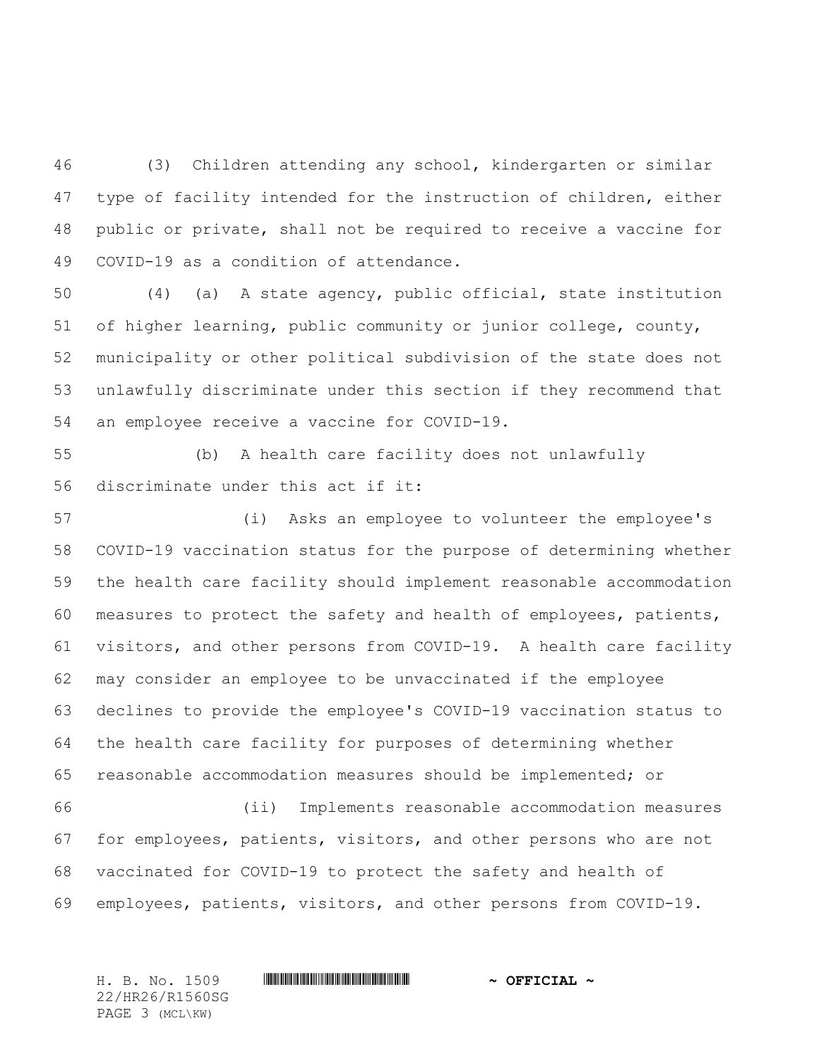(3) Children attending any school, kindergarten or similar type of facility intended for the instruction of children, either public or private, shall not be required to receive a vaccine for COVID-19 as a condition of attendance.

(4) (a) A state agency, public official, state institution of higher learning, public community or junior college, county, municipality or other political subdivision of the state does not unlawfully discriminate under this section if they recommend that an employee receive a vaccine for COVID-19.

(b) A health care facility does not unlawfully discriminate under this act if it:

(i) Asks an employee to volunteer the employee's COVID-19 vaccination status for the purpose of determining whether the health care facility should implement reasonable accommodation measures to protect the safety and health of employees, patients, visitors, and other persons from COVID-19. A health care facility may consider an employee to be unvaccinated if the employee declines to provide the employee's COVID-19 vaccination status to the health care facility for purposes of determining whether reasonable accommodation measures should be implemented; or

(ii) Implements reasonable accommodation measures for employees, patients, visitors, and other persons who are not vaccinated for COVID-19 to protect the safety and health of employees, patients, visitors, and other persons from COVID-19.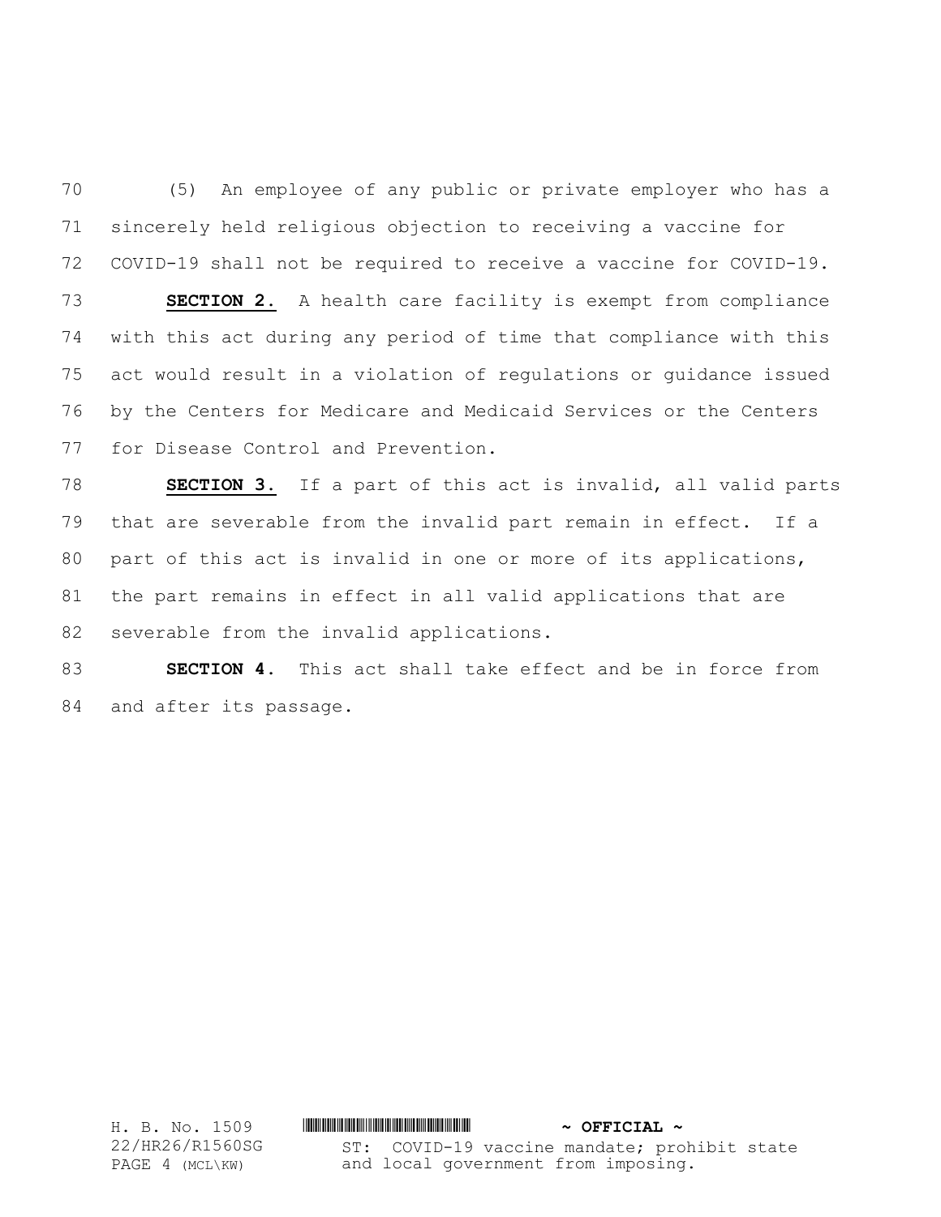(5) An employee of any public or private employer who has a sincerely held religious objection to receiving a vaccine for COVID-19 shall not be required to receive a vaccine for COVID-19.

**SECTION 2.** A health care facility is exempt from compliance with this act during any period of time that compliance with this act would result in a violation of regulations or guidance issued by the Centers for Medicare and Medicaid Services or the Centers for Disease Control and Prevention.

**SECTION 3.** If a part of this act is invalid, all valid parts that are severable from the invalid part remain in effect. If a part of this act is invalid in one or more of its applications, the part remains in effect in all valid applications that are severable from the invalid applications.

**SECTION 4.** This act shall take effect and be in force from and after its passage.